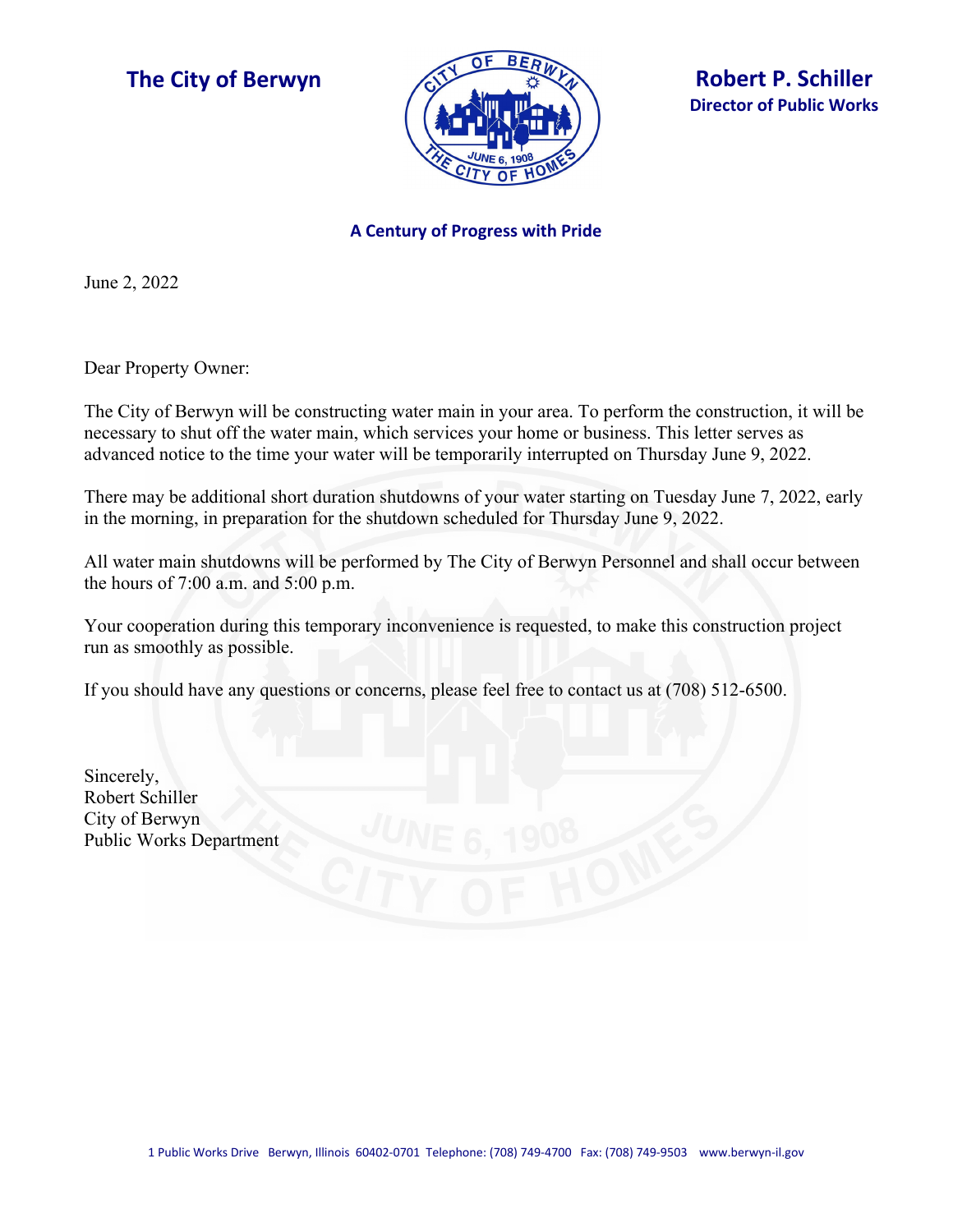**The City of Berwyn**

**Robert P. Schiller**
**Director of Public Works**

**A Century of Progress with Pride**

June 2, 2022

Dear Property Owner:

The City of Berwyn will be constructing water main in your area. To perform the construction, it will be necessary to shut off the water main, which services your home or business. This letter serves as advanced notice to the time your water will be temporarily interrupted on Thursday June 9, 2022.

There may be additional short duration shutdowns of your water starting on Tuesday June 7, 2022, early in the morning, in preparation for the shutdown scheduled for Thursday June 9, 2022.

All water main shutdowns will be performed by The City of Berwyn Personnel and shall occur between the hours of 7:00 a.m. and 5:00 p.m.

Your cooperation during this temporary inconvenience is requested, to make this construction project run as smoothly as possible.

If you should have any questions or concerns, please feel free to contact us at (708) 512-6500.

Sincerely,
Robert Schiller
City of Berwyn
Public Works Department

1 Public Works Drive Berwyn, Illinois 60402-0701 Telephone: (708) 749-4700 Fax: (708) 749-9503 www.berwyn-il.gov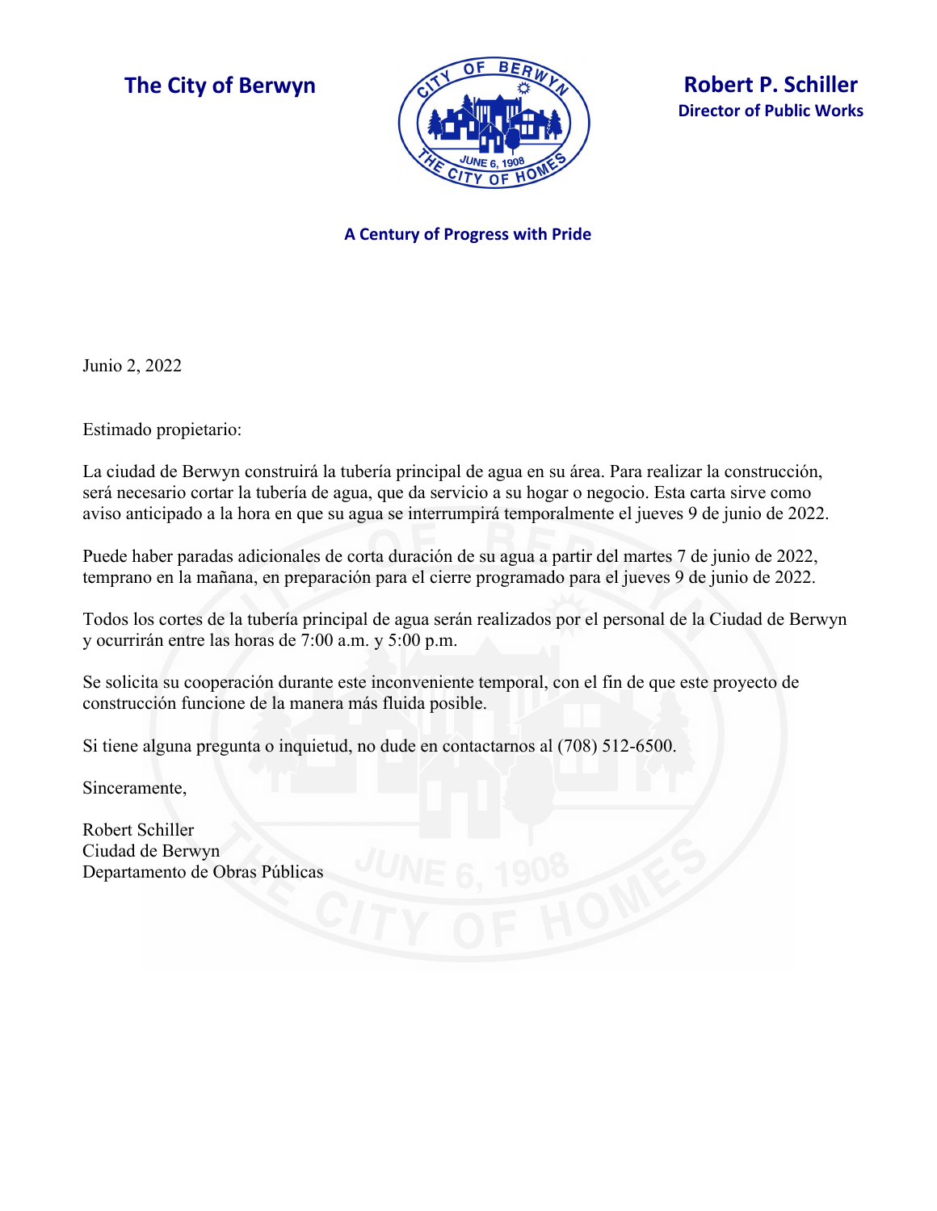**The City of Berwyn**

**Robert P. Schiller**
**Director of Public Works**

**A Century of Progress with Pride**

Junio 2, 2022

Estimado propietario:

La ciudad de Berwyn construirá la tubería principal de agua en su área. Para realizar la construcción, será necesario cortar la tubería de agua, que da servicio a su hogar o negocio. Esta carta sirve como aviso anticipado a la hora en que su agua se interrumpirá temporalmente el jueves 9 de junio de 2022.

Puede haber paradas adicionales de corta duración de su agua a partir del martes 7 de junio de 2022, temprano en la mañana, en preparación para el cierre programado para el jueves 9 de junio de 2022.

Todos los cortes de la tubería principal de agua serán realizados por el personal de la Ciudad de Berwyn y ocurrirán entre las horas de 7:00 a.m. y 5:00 p.m.

Se solicita su cooperación durante este inconveniente temporal, con el fin de que este proyecto de construcción funcione de la manera más fluida posible.

Si tiene alguna pregunta o inquietud, no dude en contactarnos al (708) 512-6500.

Sinceramente,

Robert Schiller
Ciudad de Berwyn
Departamento de Obras Públicas